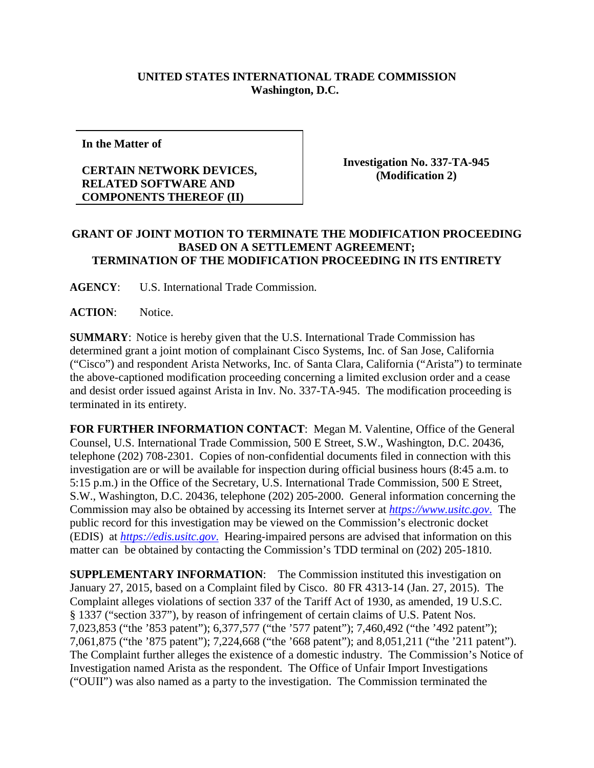**UNITED STATES INTERNATIONAL TRADE COMMISSION**
**Washington, D.C.**

| **In the Matter of** <br><br> **CERTAIN NETWORK DEVICES, RELATED SOFTWARE AND COMPONENTS THEREOF (II)** | **Investigation No. 337-TA-945 (Modification 2)** |
|---|---|

## GRANT OF JOINT MOTION TO TERMINATE THE MODIFICATION PROCEEDING BASED ON A SETTLEMENT AGREEMENT; TERMINATION OF THE MODIFICATION PROCEEDING IN ITS ENTIRETY

**AGENCY**: U.S. International Trade Commission.

**ACTION**: Notice.

**SUMMARY**: Notice is hereby given that the U.S. International Trade Commission has determined grant a joint motion of complainant Cisco Systems, Inc. of San Jose, California ("Cisco") and respondent Arista Networks, Inc. of Santa Clara, California ("Arista") to terminate the above-captioned modification proceeding concerning a limited exclusion order and a cease and desist order issued against Arista in Inv. No. 337-TA-945. The modification proceeding is terminated in its entirety.

**FOR FURTHER INFORMATION CONTACT**: Megan M. Valentine, Office of the General Counsel, U.S. International Trade Commission, 500 E Street, S.W., Washington, D.C. 20436, telephone (202) 708-2301. Copies of non-confidential documents filed in connection with this investigation are or will be available for inspection during official business hours (8:45 a.m. to 5:15 p.m.) in the Office of the Secretary, U.S. International Trade Commission, 500 E Street, S.W., Washington, D.C. 20436, telephone (202) 205-2000. General information concerning the Commission may also be obtained by accessing its Internet server at *https://www.usitc.gov*. The public record for this investigation may be viewed on the Commission's electronic docket (EDIS) at *https://edis.usitc.gov*. Hearing-impaired persons are advised that information on this matter can be obtained by contacting the Commission's TDD terminal on (202) 205-1810.

**SUPPLEMENTARY INFORMATION**: The Commission instituted this investigation on January 27, 2015, based on a Complaint filed by Cisco. 80 FR 4313-14 (Jan. 27, 2015). The Complaint alleges violations of section 337 of the Tariff Act of 1930, as amended, 19 U.S.C. § 1337 ("section 337"), by reason of infringement of certain claims of U.S. Patent Nos. 7,023,853 ("the '853 patent"); 6,377,577 ("the '577 patent"); 7,460,492 ("the '492 patent"); 7,061,875 ("the '875 patent"); 7,224,668 ("the '668 patent"); and 8,051,211 ("the '211 patent"). The Complaint further alleges the existence of a domestic industry. The Commission's Notice of Investigation named Arista as the respondent. The Office of Unfair Import Investigations ("OUII") was also named as a party to the investigation. The Commission terminated the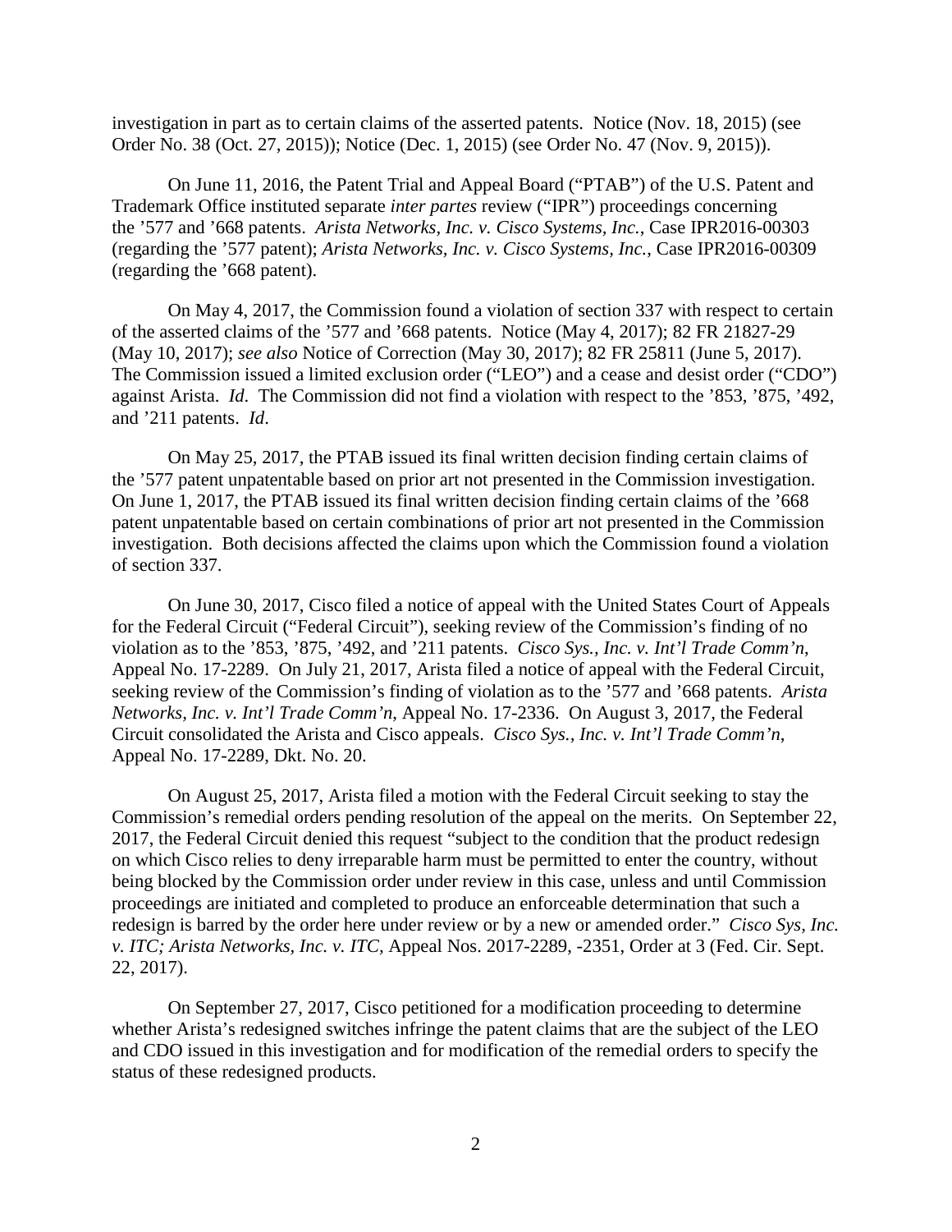investigation in part as to certain claims of the asserted patents. Notice (Nov. 18, 2015) (see Order No. 38 (Oct. 27, 2015)); Notice (Dec. 1, 2015) (see Order No. 47 (Nov. 9, 2015)).

On June 11, 2016, the Patent Trial and Appeal Board ("PTAB") of the U.S. Patent and Trademark Office instituted separate *inter partes* review ("IPR") proceedings concerning the '577 and '668 patents. *Arista Networks, Inc. v. Cisco Systems, Inc.*, Case IPR2016-00303 (regarding the '577 patent); *Arista Networks, Inc. v. Cisco Systems, Inc.*, Case IPR2016-00309 (regarding the '668 patent).

On May 4, 2017, the Commission found a violation of section 337 with respect to certain of the asserted claims of the '577 and '668 patents. Notice (May 4, 2017); 82 FR 21827-29 (May 10, 2017); *see also* Notice of Correction (May 30, 2017); 82 FR 25811 (June 5, 2017). The Commission issued a limited exclusion order ("LEO") and a cease and desist order ("CDO") against Arista. *Id*. The Commission did not find a violation with respect to the '853, '875, '492, and '211 patents. *Id*.

On May 25, 2017, the PTAB issued its final written decision finding certain claims of the '577 patent unpatentable based on prior art not presented in the Commission investigation. On June 1, 2017, the PTAB issued its final written decision finding certain claims of the '668 patent unpatentable based on certain combinations of prior art not presented in the Commission investigation. Both decisions affected the claims upon which the Commission found a violation of section 337.

On June 30, 2017, Cisco filed a notice of appeal with the United States Court of Appeals for the Federal Circuit ("Federal Circuit"), seeking review of the Commission's finding of no violation as to the '853, '875, '492, and '211 patents. *Cisco Sys., Inc. v. Int'l Trade Comm'n*, Appeal No. 17-2289. On July 21, 2017, Arista filed a notice of appeal with the Federal Circuit, seeking review of the Commission's finding of violation as to the '577 and '668 patents. *Arista Networks, Inc. v. Int'l Trade Comm'n*, Appeal No. 17-2336. On August 3, 2017, the Federal Circuit consolidated the Arista and Cisco appeals. *Cisco Sys., Inc. v. Int'l Trade Comm'n*, Appeal No. 17-2289, Dkt. No. 20.

On August 25, 2017, Arista filed a motion with the Federal Circuit seeking to stay the Commission's remedial orders pending resolution of the appeal on the merits. On September 22, 2017, the Federal Circuit denied this request "subject to the condition that the product redesign on which Cisco relies to deny irreparable harm must be permitted to enter the country, without being blocked by the Commission order under review in this case, unless and until Commission proceedings are initiated and completed to produce an enforceable determination that such a redesign is barred by the order here under review or by a new or amended order." *Cisco Sys, Inc. v. ITC; Arista Networks, Inc. v. ITC*, Appeal Nos. 2017-2289, -2351, Order at 3 (Fed. Cir. Sept. 22, 2017).

On September 27, 2017, Cisco petitioned for a modification proceeding to determine whether Arista's redesigned switches infringe the patent claims that are the subject of the LEO and CDO issued in this investigation and for modification of the remedial orders to specify the status of these redesigned products.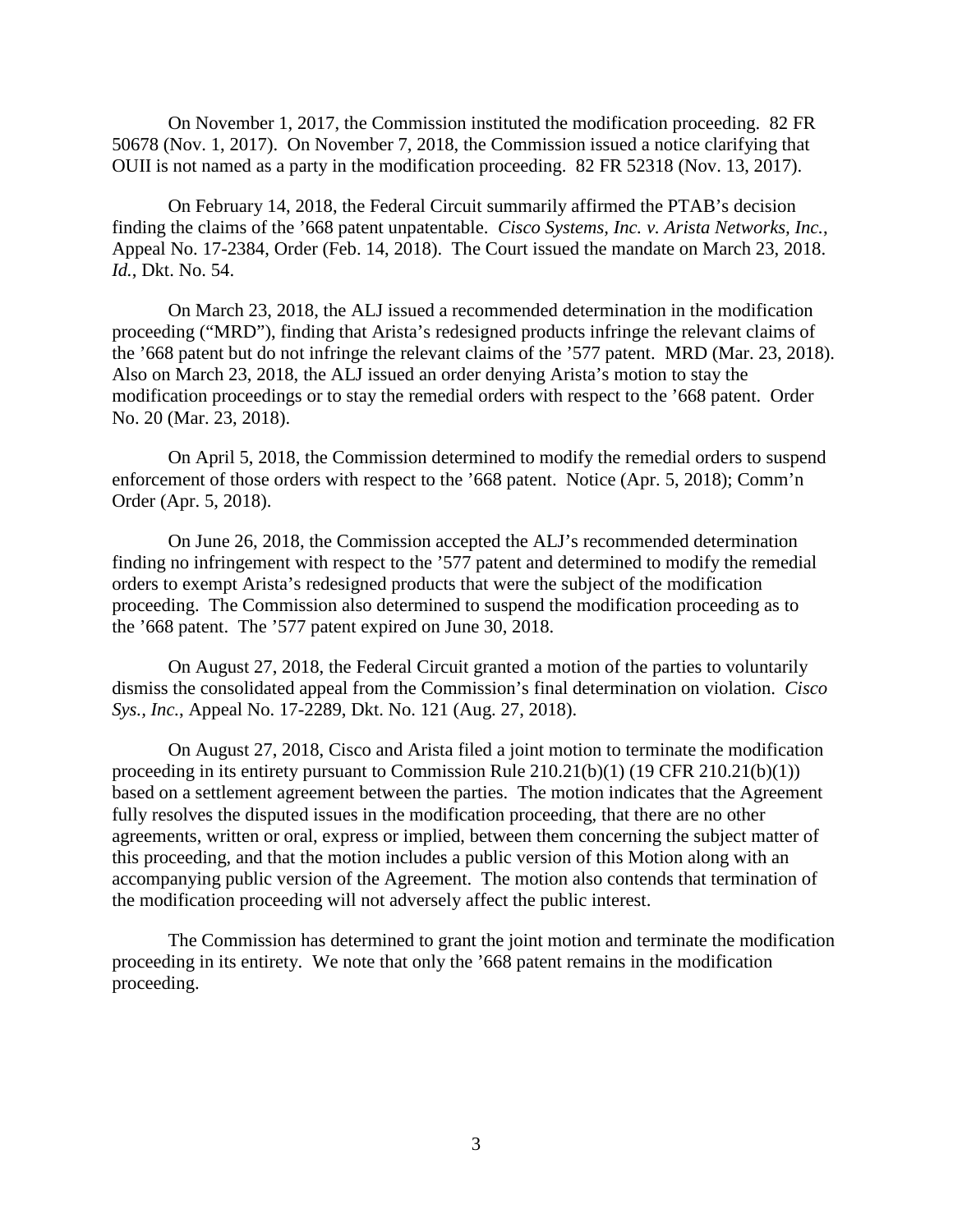On November 1, 2017, the Commission instituted the modification proceeding. 82 FR 50678 (Nov. 1, 2017). On November 7, 2018, the Commission issued a notice clarifying that OUII is not named as a party in the modification proceeding. 82 FR 52318 (Nov. 13, 2017).

On February 14, 2018, the Federal Circuit summarily affirmed the PTAB's decision finding the claims of the '668 patent unpatentable. *Cisco Systems, Inc. v. Arista Networks, Inc.*, Appeal No. 17-2384, Order (Feb. 14, 2018). The Court issued the mandate on March 23, 2018. *Id.*, Dkt. No. 54.

On March 23, 2018, the ALJ issued a recommended determination in the modification proceeding ("MRD"), finding that Arista's redesigned products infringe the relevant claims of the '668 patent but do not infringe the relevant claims of the '577 patent. MRD (Mar. 23, 2018). Also on March 23, 2018, the ALJ issued an order denying Arista's motion to stay the modification proceedings or to stay the remedial orders with respect to the '668 patent. Order No. 20 (Mar. 23, 2018).

On April 5, 2018, the Commission determined to modify the remedial orders to suspend enforcement of those orders with respect to the '668 patent. Notice (Apr. 5, 2018); Comm'n Order (Apr. 5, 2018).

On June 26, 2018, the Commission accepted the ALJ's recommended determination finding no infringement with respect to the '577 patent and determined to modify the remedial orders to exempt Arista's redesigned products that were the subject of the modification proceeding. The Commission also determined to suspend the modification proceeding as to the '668 patent. The '577 patent expired on June 30, 2018.

On August 27, 2018, the Federal Circuit granted a motion of the parties to voluntarily dismiss the consolidated appeal from the Commission's final determination on violation. *Cisco Sys., Inc.*, Appeal No. 17-2289, Dkt. No. 121 (Aug. 27, 2018).

On August 27, 2018, Cisco and Arista filed a joint motion to terminate the modification proceeding in its entirety pursuant to Commission Rule 210.21(b)(1) (19 CFR 210.21(b)(1)) based on a settlement agreement between the parties. The motion indicates that the Agreement fully resolves the disputed issues in the modification proceeding, that there are no other agreements, written or oral, express or implied, between them concerning the subject matter of this proceeding, and that the motion includes a public version of this Motion along with an accompanying public version of the Agreement. The motion also contends that termination of the modification proceeding will not adversely affect the public interest.

The Commission has determined to grant the joint motion and terminate the modification proceeding in its entirety. We note that only the '668 patent remains in the modification proceeding.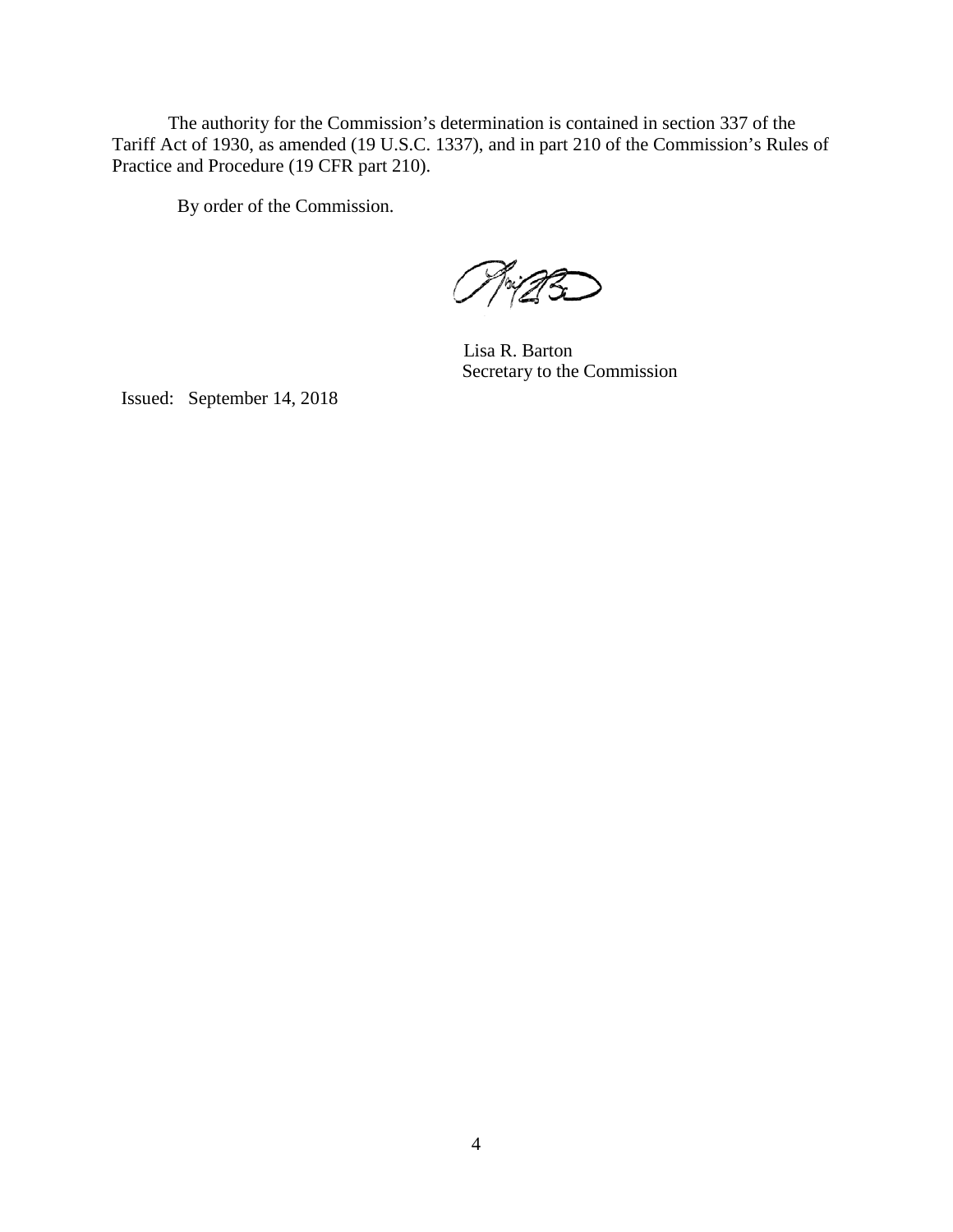The authority for the Commission's determination is contained in section 337 of the Tariff Act of 1930, as amended (19 U.S.C. 1337), and in part 210 of the Commission's Rules of Practice and Procedure (19 CFR part 210).

By order of the Commission.

Lisa R. Barton
Secretary to the Commission

Issued: September 14, 2018